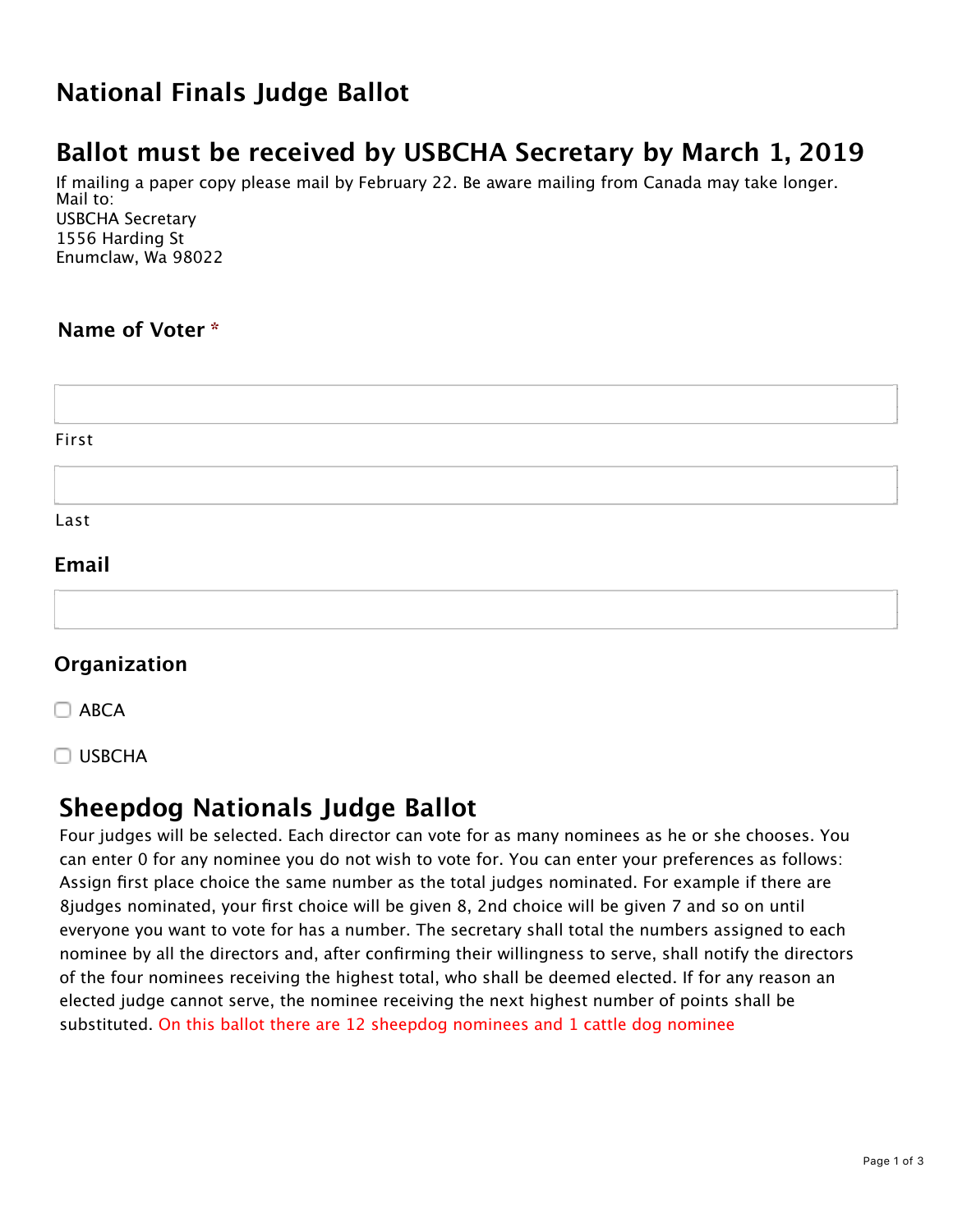# National Finals Judge Ballot

## Ballot must be received by USBCHA Secretary by March 1, 2019

If mailing a paper copy please mail by February 22. Be aware mailing from Canada may take longer.
Mail to:
USBCHA Secretary
1556 Harding St
Enumclaw, Wa 98022

### Name of Voter *

First

Last

### Email

### Organization

- [ ] ABCA
- [ ] USBCHA

## Sheepdog Nationals Judge Ballot

Four judges will be selected. Each director can vote for as many nominees as he or she chooses. You can enter 0 for any nominee you do not wish to vote for. You can enter your preferences as follows: Assign first place choice the same number as the total judges nominated. For example if there are 8judges nominated, your first choice will be given 8, 2nd choice will be given 7 and so on until everyone you want to vote for has a number. The secretary shall total the numbers assigned to each nominee by all the directors and, after confirming their willingness to serve, shall notify the directors of the four nominees receiving the highest total, who shall be deemed elected. If for any reason an elected judge cannot serve, the nominee receiving the next highest number of points shall be substituted. On this ballot there are 12 sheepdog nominees and 1 cattle dog nominee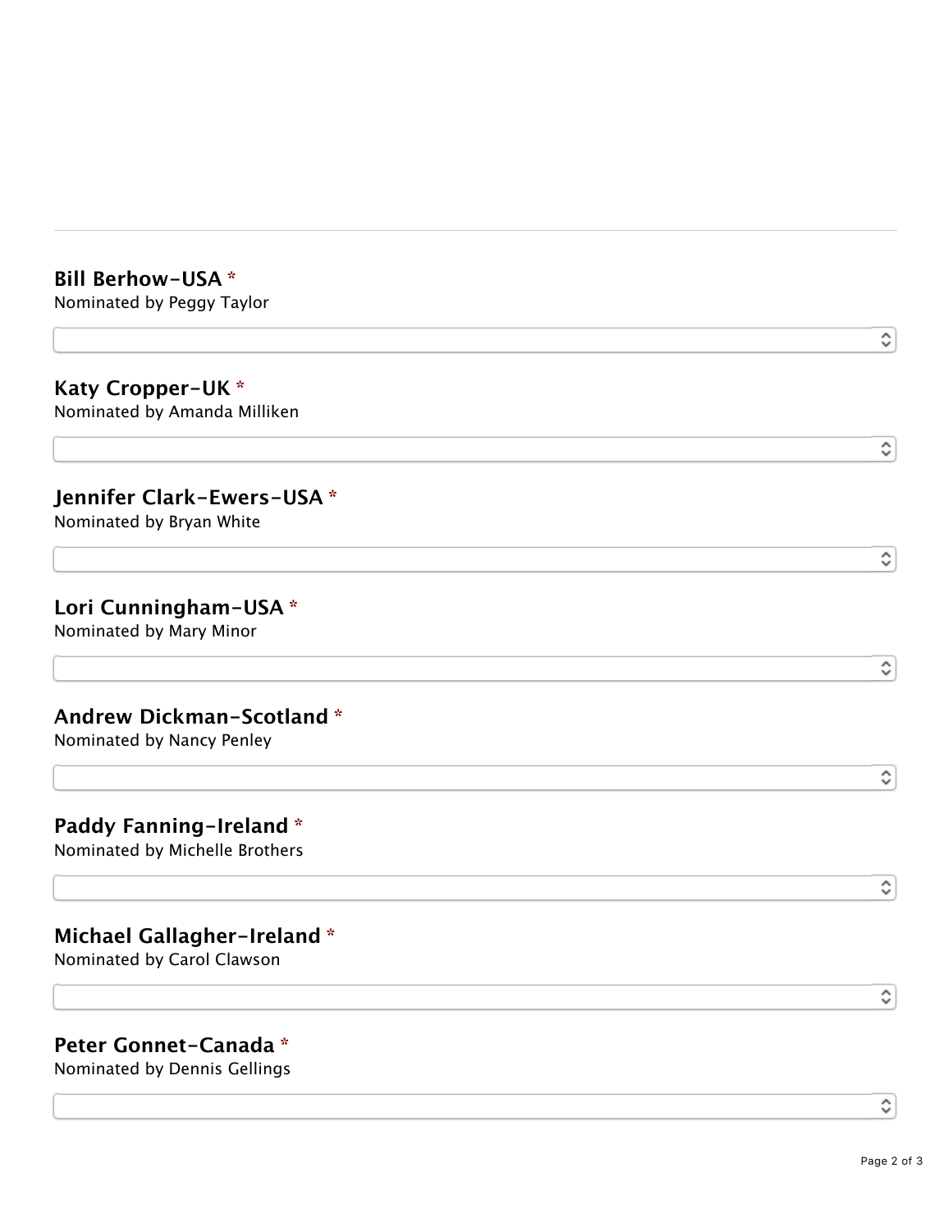---

### Bill Berhow-USA *
Nominated by Peggy Taylor

### Katy Cropper-UK *
Nominated by Amanda Milliken

### Jennifer Clark-Ewers-USA *
Nominated by Bryan White

### Lori Cunningham-USA *
Nominated by Mary Minor

### Andrew Dickman-Scotland *
Nominated by Nancy Penley

### Paddy Fanning-Ireland *
Nominated by Michelle Brothers

### Michael Gallagher-Ireland *
Nominated by Carol Clawson

### Peter Gonnet-Canada *
Nominated by Dennis Gellings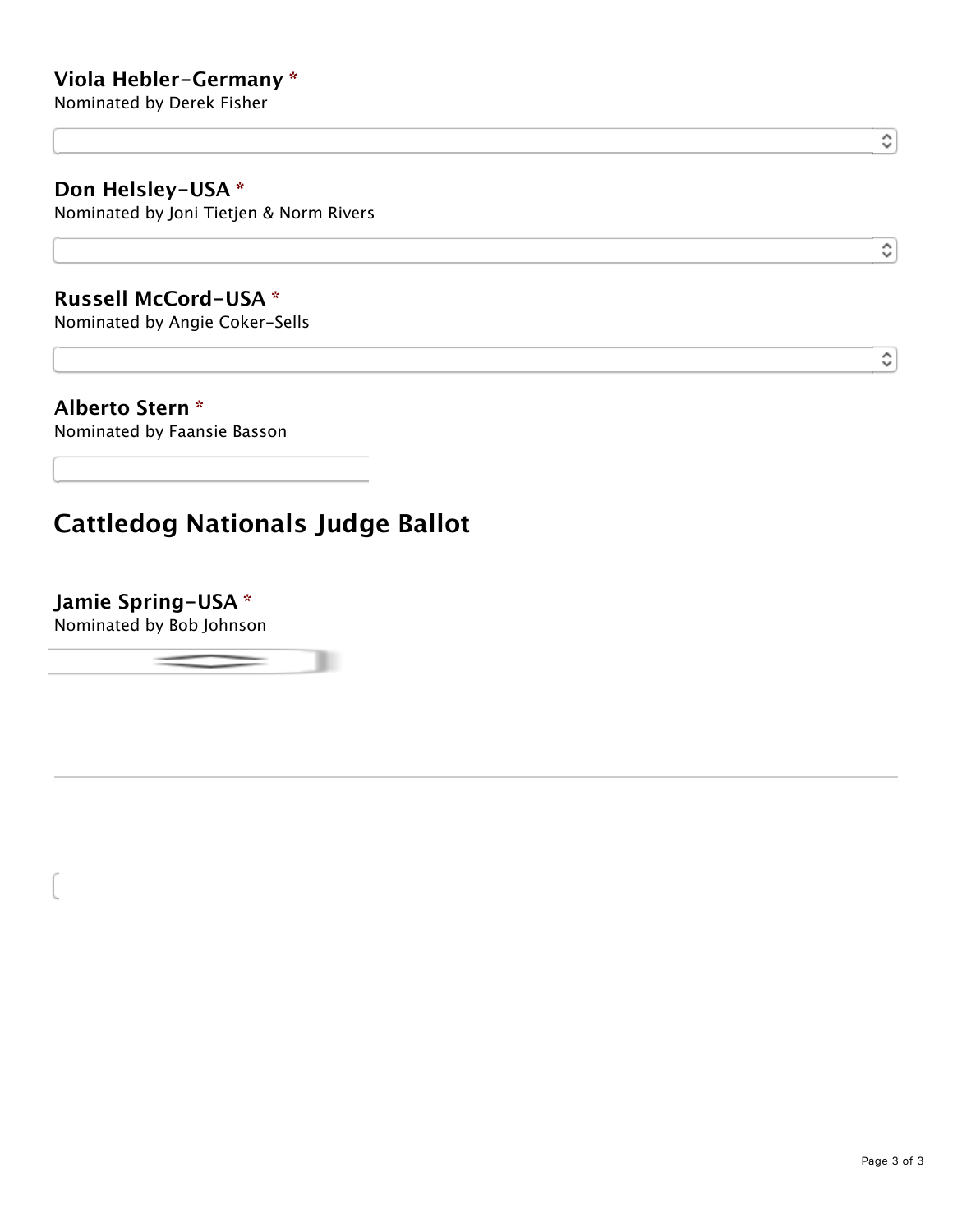**Viola Hebler-Germany** *
Nominated by Derek Fisher

**Don Helsley-USA** *
Nominated by Joni Tietjen & Norm Rivers

**Russell McCord-USA** *
Nominated by Angie Coker-Sells

**Alberto Stern** *
Nominated by Faansie Basson

## Cattledog Nationals Judge Ballot

**Jamie Spring-USA** *
Nominated by Bob Johnson